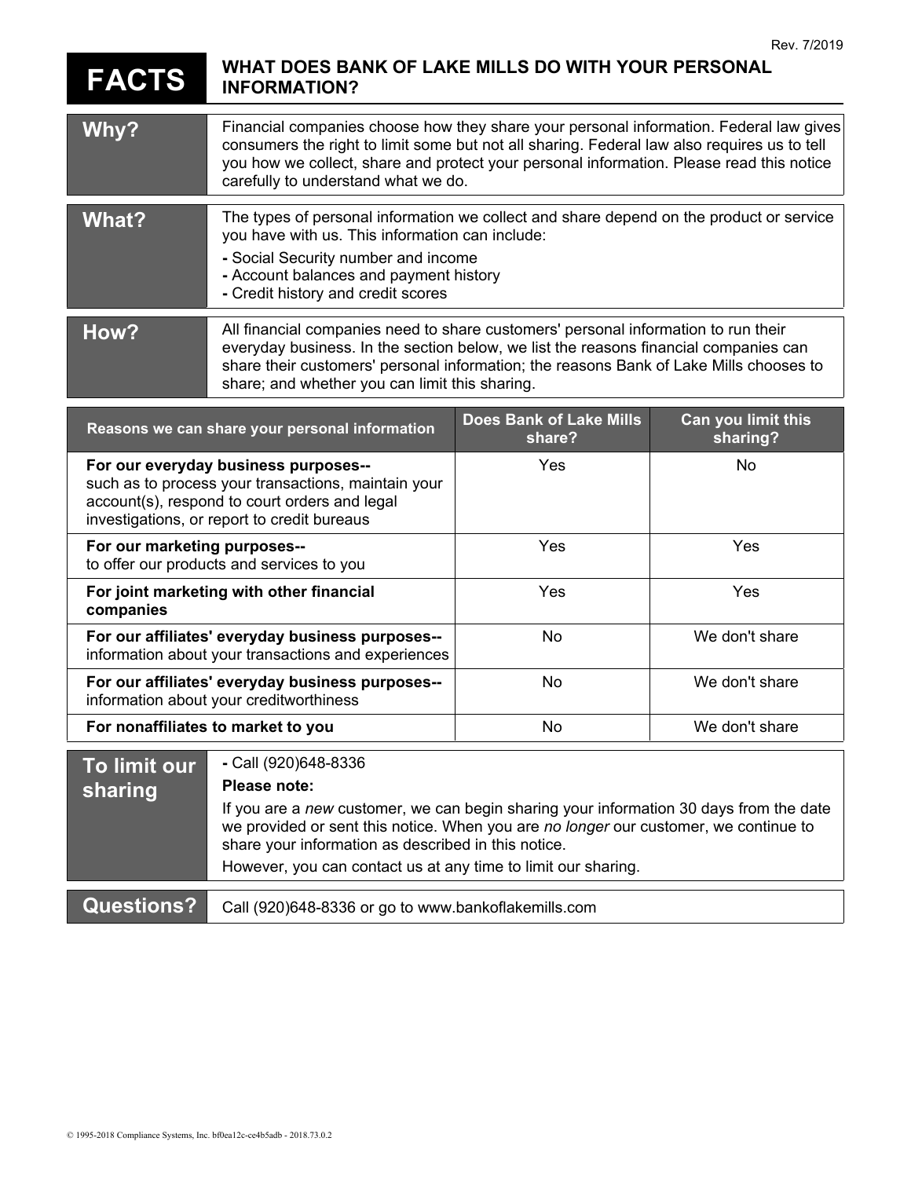Rev. 7/2019

# FACTS — WHAT DOES BANK OF LAKE MILLS DO WITH YOUR PERSONAL INFORMATION?

| | |
|---|---|
| **Why?** | Financial companies choose how they share your personal information. Federal law gives consumers the right to limit some but not all sharing. Federal law also requires us to tell you how we collect, share and protect your personal information. Please read this notice carefully to understand what we do. |
| **What?** | The types of personal information we collect and share depend on the product or service you have with us. This information can include:<br>- Social Security number and income<br>- Account balances and payment history<br>- Credit history and credit scores |
| **How?** | All financial companies need to share customers' personal information to run their everyday business. In the section below, we list the reasons financial companies can share their customers' personal information; the reasons Bank of Lake Mills chooses to share; and whether you can limit this sharing. |

| Reasons we can share your personal information | Does Bank of Lake Mills share? | Can you limit this sharing? |
|---|---|---|
| **For our everyday business purposes--** such as to process your transactions, maintain your account(s), respond to court orders and legal investigations, or report to credit bureaus | Yes | No |
| **For our marketing purposes--** to offer our products and services to you | Yes | Yes |
| **For joint marketing with other financial companies** | Yes | Yes |
| **For our affiliates' everyday business purposes--** information about your transactions and experiences | No | We don't share |
| **For our affiliates' everyday business purposes--** information about your creditworthiness | No | We don't share |
| **For nonaffiliates to market to you** | No | We don't share |

| | |
|---|---|
| **To limit our sharing** | - Call (920)648-8336<br>**Please note:**<br>If you are a *new* customer, we can begin sharing your information 30 days from the date we provided or sent this notice. When you are *no longer* our customer, we continue to share your information as described in this notice.<br>However, you can contact us at any time to limit our sharing. |
| **Questions?** | Call (920)648-8336 or go to www.bankoflakemills.com |

© 1995-2018 Compliance Systems, Inc. bf0ea12c-ce4b5adb - 2018.73.0.2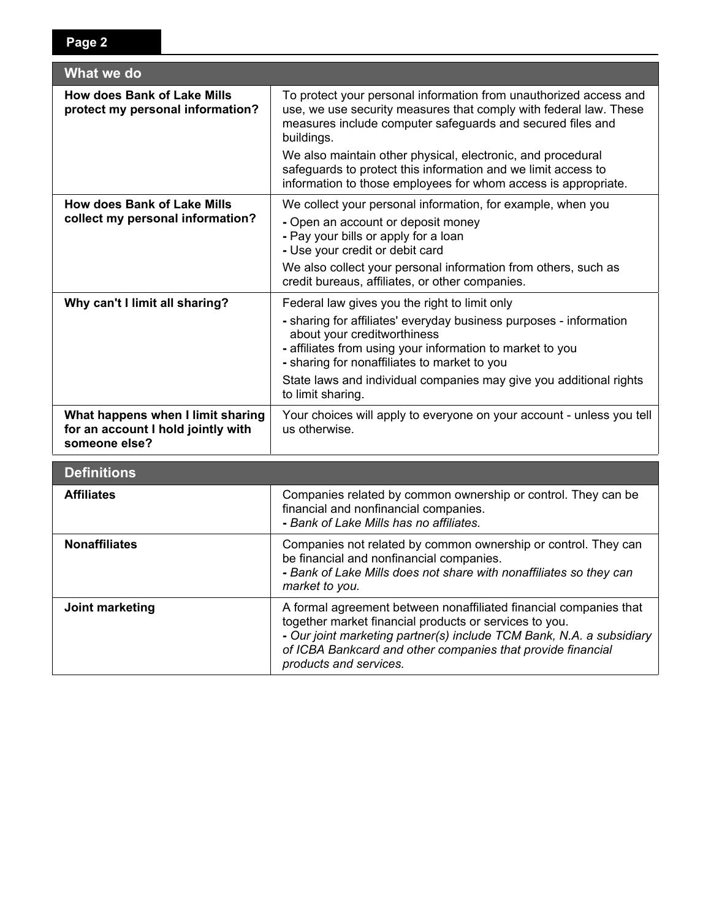| What we do | |
|---|---|
| **How does Bank of Lake Mills protect my personal information?** | To protect your personal information from unauthorized access and use, we use security measures that comply with federal law. These measures include computer safeguards and secured files and buildings.<br><br>We also maintain other physical, electronic, and procedural safeguards to protect this information and we limit access to information to those employees for whom access is appropriate. |
| **How does Bank of Lake Mills collect my personal information?** | We collect your personal information, for example, when you<br><br>- Open an account or deposit money<br>- Pay your bills or apply for a loan<br>- Use your credit or debit card<br><br>We also collect your personal information from others, such as credit bureaus, affiliates, or other companies. |
| **Why can't I limit all sharing?** | Federal law gives you the right to limit only<br><br>- sharing for affiliates' everyday business purposes - information about your creditworthiness<br>- affiliates from using your information to market to you<br>- sharing for nonaffiliates to market to you<br><br>State laws and individual companies may give you additional rights to limit sharing. |
| **What happens when I limit sharing for an account I hold jointly with someone else?** | Your choices will apply to everyone on your account - unless you tell us otherwise. |

| Definitions | |
|---|---|
| **Affiliates** | Companies related by common ownership or control. They can be financial and nonfinancial companies.<br>- *Bank of Lake Mills has no affiliates.* |
| **Nonaffiliates** | Companies not related by common ownership or control. They can be financial and nonfinancial companies.<br>- *Bank of Lake Mills does not share with nonaffiliates so they can market to you.* |
| **Joint marketing** | A formal agreement between nonaffiliated financial companies that together market financial products or services to you.<br>- *Our joint marketing partner(s) include TCM Bank, N.A. a subsidiary of ICBA Bankcard and other companies that provide financial products and services.* |